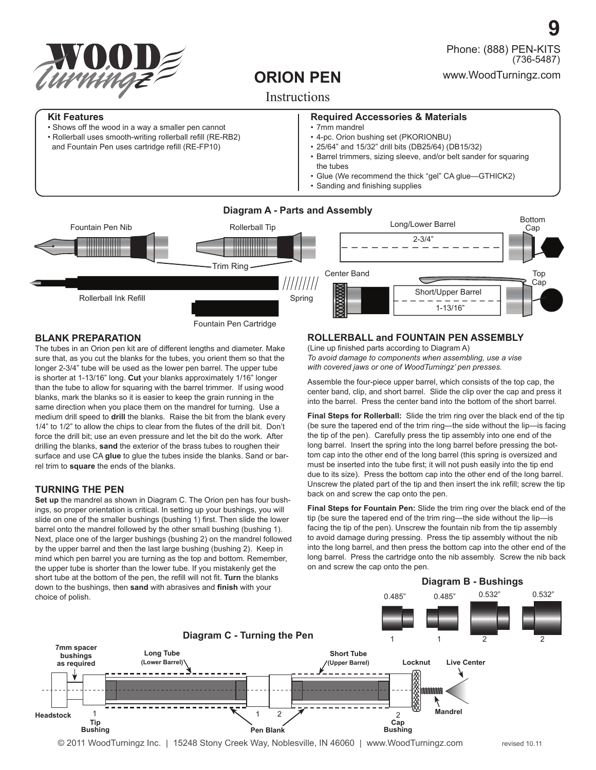# ORION PEN

Instructions

Phone: (888) PEN-KITS (736-5487)

www.WoodTurningz.com

**Kit Features**

- Shows off the wood in a way a smaller pen cannot
- Rollerball uses smooth-writing rollerball refill (RE-RB2) and Fountain Pen uses cartridge refill (RE-FP10)

**Required Accessories & Materials**

- 7mm mandrel
- 4-pc. Orion bushing set (PKORIONBU)
- 25/64" and 15/32" drill bits (DB25/64) (DB15/32)
- Barrel trimmers, sizing sleeve, and/or belt sander for squaring the tubes
- Glue (We recommend the thick "gel" CA glue—GTHICK2)
- Sanding and finishing supplies

**Diagram A - Parts and Assembly**

Fountain Pen Nib, Rollerball Tip, Trim Ring, Rollerball Ink Refill, Spring, Fountain Pen Cartridge, Long/Lower Barrel (2-3/4"), Bottom Cap, Center Band, Short/Upper Barrel (1-13/16"), Top Cap

## BLANK PREPARATION

The tubes in an Orion pen kit are of different lengths and diameter. Make sure that, as you cut the blanks for the tubes, you orient them so that the longer 2-3/4" tube will be used as the lower pen barrel. The upper tube is shorter at 1-13/16" long. **Cut** your blanks approximately 1/16" longer than the tube to allow for squaring with the barrel trimmer. If using wood blanks, mark the blanks so it is easier to keep the grain running in the same direction when you place them on the mandrel for turning. Use a medium drill speed to **drill** the blanks. Raise the bit from the blank every 1/4" to 1/2" to allow the chips to clear from the flutes of the drill bit. Don't force the drill bit; use an even pressure and let the bit do the work. After drilling the blanks, **sand** the exterior of the brass tubes to roughen their surface and use CA **glue** to glue the tubes inside the blanks. Sand or barrel trim to **square** the ends of the blanks.

## TURNING THE PEN

**Set up** the mandrel as shown in Diagram C. The Orion pen has four bushings, so proper orientation is critical. In setting up your bushings, you will slide on one of the smaller bushings (bushing 1) first. Then slide the lower barrel onto the mandrel followed by the other small bushing (bushing 1). Next, place one of the larger bushings (bushing 2) on the mandrel followed by the upper barrel and then the last large bushing (bushing 2). Keep in mind which pen barrel you are turning as the top and bottom. Remember, the upper tube is shorter than the lower tube. If you mistakenly get the short tube at the bottom of the pen, the refill will not fit. **Turn** the blanks down to the bushings, then **sand** with abrasives and **finish** with your choice of polish.

## ROLLERBALL and FOUNTAIN PEN ASSEMBLY

(Line up finished parts according to Diagram A)

*To avoid damage to components when assembling, use a vise with covered jaws or one of WoodTurningz' pen presses.*

Assemble the four-piece upper barrel, which consists of the top cap, the center band, clip, and short barrel. Slide the clip over the cap and press it into the barrel. Press the center band into the bottom of the short barrel.

**Final Steps for Rollerball:** Slide the trim ring over the black end of the tip (be sure the tapered end of the trim ring—the side without the lip—is facing the tip of the pen). Carefully press the tip assembly into one end of the long barrel. Insert the spring into the long barrel before pressing the bottom cap into the other end of the long barrel (this spring is oversized and must be inserted into the tube first; it will not push easily into the tip end due to its size). Press the bottom cap into the other end of the long barrel. Unscrew the plated part of the tip and then insert the ink refill; screw the tip back on and screw the cap onto the pen.

**Final Steps for Fountain Pen:** Slide the trim ring over the black end of the tip (be sure the tapered end of the trim ring—the side without the lip—is facing the tip of the pen). Unscrew the fountain nib from the tip assembly to avoid damage during pressing. Press the tip assembly without the nib into the long barrel, and then press the bottom cap into the other end of the long barrel. Press the cartridge onto the nib assembly. Screw the nib back on and screw the cap onto the pen.

**Diagram B - Bushings**

| Bushing | 1 | 1 | 2 | 2 |
|---|---|---|---|---|
| Diameter | 0.485" | 0.485" | 0.532" | 0.532" |

**Diagram C - Turning the Pen**

Headstock, 7mm spacer bushings as required, 1 Tip Bushing, Long Tube (Lower Barrel), 1, 2, Pen Blank, Short Tube (Upper Barrel), 2 Cap Bushing, Locknut, Mandrel, Live Center

© 2011 WoodTurningz Inc. | 15248 Stony Creek Way, Noblesville, IN 46060 | www.WoodTurningz.com

revised 10.11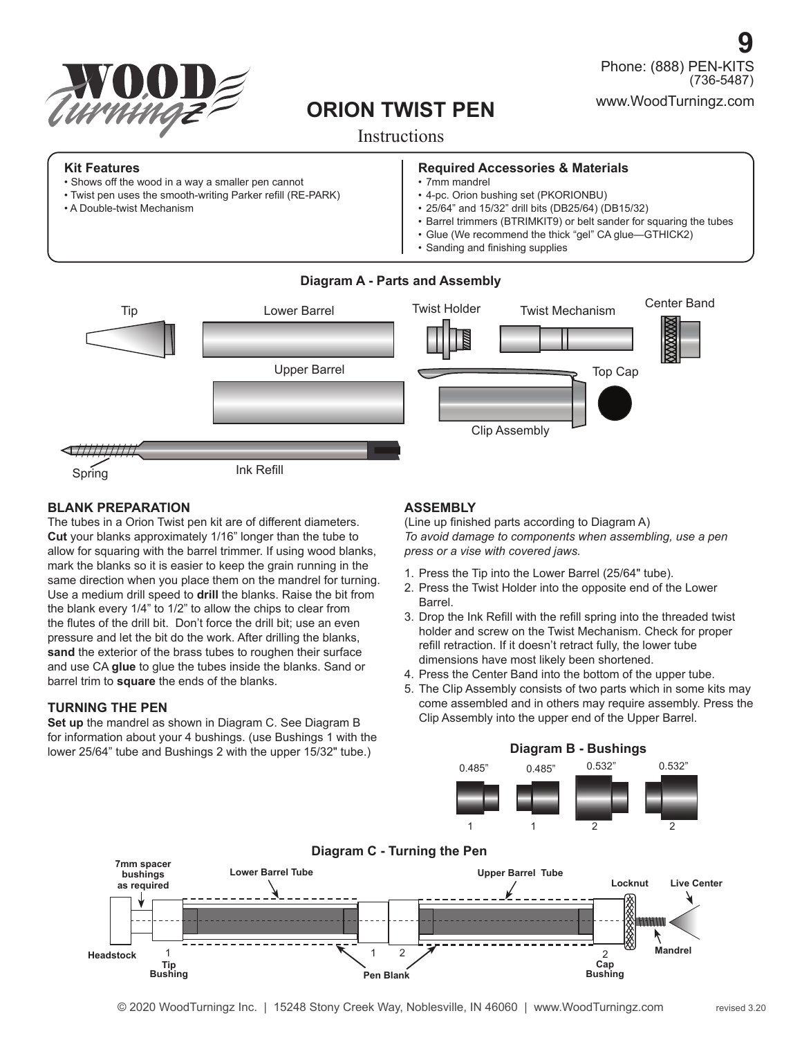# ORION TWIST PEN

Instructions

Phone: (888) PEN-KITS (736-5487)

www.WoodTurningz.com

**Kit Features**

- Shows off the wood in a way a smaller pen cannot
- Twist pen uses the smooth-writing Parker refill (RE-PARK)
- A Double-twist Mechanism

**Required Accessories & Materials**

- 7mm mandrel
- 4-pc. Orion bushing set (PKORIONBU)
- 25/64" and 15/32" drill bits (DB25/64) (DB15/32)
- Barrel trimmers (BTRIMKIT9) or belt sander for squaring the tubes
- Glue (We recommend the thick "gel" CA glue—GTHICK2)
- Sanding and finishing supplies

**Diagram A - Parts and Assembly**

Tip
Lower Barrel
Twist Holder
Twist Mechanism
Center Band
Upper Barrel
Top Cap
Clip Assembly
Spring
Ink Refill

## BLANK PREPARATION

The tubes in a Orion Twist pen kit are of different diameters. **Cut** your blanks approximately 1/16" longer than the tube to allow for squaring with the barrel trimmer. If using wood blanks, mark the blanks so it is easier to keep the grain running in the same direction when you place them on the mandrel for turning. Use a medium drill speed to **drill** the blanks. Raise the bit from the blank every 1/4" to 1/2" to allow the chips to clear from the flutes of the drill bit. Don't force the drill bit; use an even pressure and let the bit do the work. After drilling the blanks, **sand** the exterior of the brass tubes to roughen their surface and use CA **glue** to glue the tubes inside the blanks. Sand or barrel trim to **square** the ends of the blanks.

## TURNING THE PEN

**Set up** the mandrel as shown in Diagram C. See Diagram B for information about your 4 bushings. (use Bushings 1 with the lower 25/64" tube and Bushings 2 with the upper 15/32" tube.)

## ASSEMBLY

(Line up finished parts according to Diagram A)
*To avoid damage to components when assembling, use a pen press or a vise with covered jaws.*

1. Press the Tip into the Lower Barrel (25/64" tube).
2. Press the Twist Holder into the opposite end of the Lower Barrel.
3. Drop the Ink Refill with the refill spring into the threaded twist holder and screw on the Twist Mechanism. Check for proper refill retraction. If it doesn't retract fully, the lower tube dimensions have most likely been shortened.
4. Press the Center Band into the bottom of the upper tube.
5. The Clip Assembly consists of two parts which in some kits may come assembled and in others may require assembly. Press the Clip Assembly into the upper end of the Upper Barrel.

**Diagram B - Bushings**

0.485" 0.485" 0.532" 0.532"

1 1 2 2

**Diagram C - Turning the Pen**

7mm spacer bushings as required
Lower Barrel Tube
Upper Barrel Tube
Locknut
Live Center
Headstock
1 Tip Bushing
1 2
Pen Blank
2 Cap Bushing
Mandrel

© 2020 WoodTurningz Inc. | 15248 Stony Creek Way, Noblesville, IN 46060 | www.WoodTurningz.com

revised 3.20